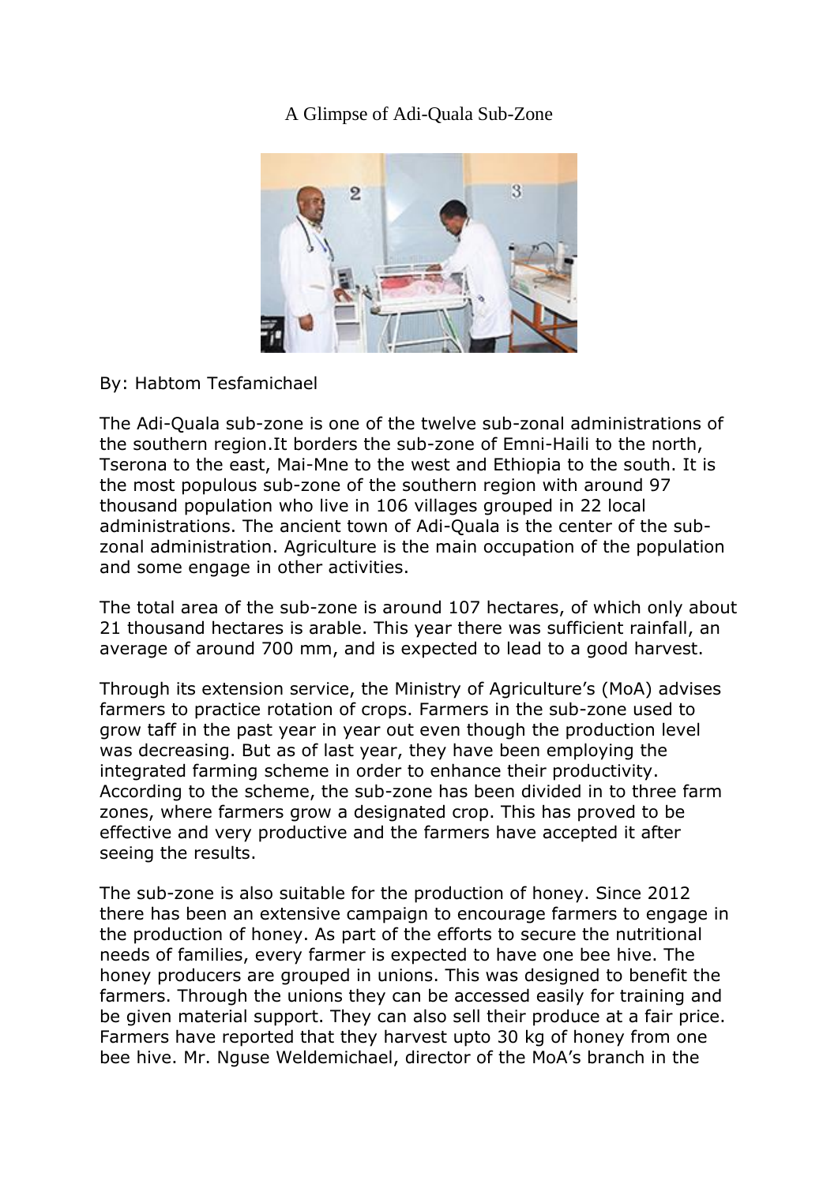# A Glimpse of Adi-Quala Sub-Zone

By: Habtom Tesfamichael

The Adi-Quala sub-zone is one of the twelve sub-zonal administrations of the southern region.It borders the sub-zone of Emni-Haili to the north, Tserona to the east, Mai-Mne to the west and Ethiopia to the south. It is the most populous sub-zone of the southern region with around 97 thousand population who live in 106 villages grouped in 22 local administrations. The ancient town of Adi-Quala is the center of the sub-zonal administration. Agriculture is the main occupation of the population and some engage in other activities.

The total area of the sub-zone is around 107 hectares, of which only about 21 thousand hectares is arable. This year there was sufficient rainfall, an average of around 700 mm, and is expected to lead to a good harvest.

Through its extension service, the Ministry of Agriculture's (MoA) advises farmers to practice rotation of crops. Farmers in the sub-zone used to grow taff in the past year in year out even though the production level was decreasing. But as of last year, they have been employing the integrated farming scheme in order to enhance their productivity. According to the scheme, the sub-zone has been divided in to three farm zones, where farmers grow a designated crop. This has proved to be effective and very productive and the farmers have accepted it after seeing the results.

The sub-zone is also suitable for the production of honey. Since 2012 there has been an extensive campaign to encourage farmers to engage in the production of honey. As part of the efforts to secure the nutritional needs of families, every farmer is expected to have one bee hive. The honey producers are grouped in unions. This was designed to benefit the farmers. Through the unions they can be accessed easily for training and be given material support. They can also sell their produce at a fair price. Farmers have reported that they harvest upto 30 kg of honey from one bee hive. Mr. Nguse Weldemichael, director of the MoA's branch in the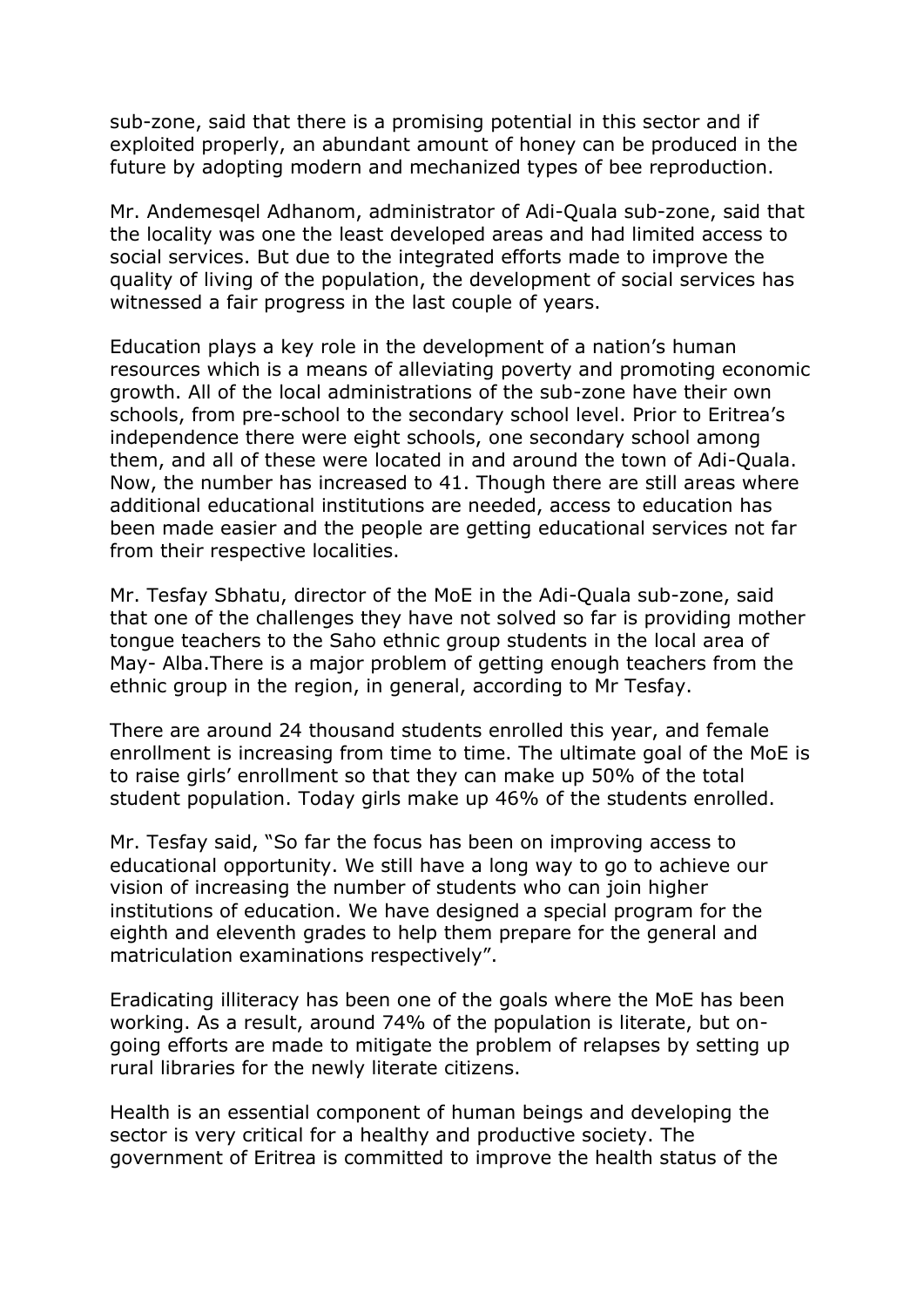sub-zone, said that there is a promising potential in this sector and if exploited properly, an abundant amount of honey can be produced in the future by adopting modern and mechanized types of bee reproduction.

Mr. Andemesqel Adhanom, administrator of Adi-Quala sub-zone, said that the locality was one the least developed areas and had limited access to social services. But due to the integrated efforts made to improve the quality of living of the population, the development of social services has witnessed a fair progress in the last couple of years.

Education plays a key role in the development of a nation's human resources which is a means of alleviating poverty and promoting economic growth. All of the local administrations of the sub-zone have their own schools, from pre-school to the secondary school level. Prior to Eritrea's independence there were eight schools, one secondary school among them, and all of these were located in and around the town of Adi-Quala. Now, the number has increased to 41. Though there are still areas where additional educational institutions are needed, access to education has been made easier and the people are getting educational services not far from their respective localities.

Mr. Tesfay Sbhatu, director of the MoE in the Adi-Quala sub-zone, said that one of the challenges they have not solved so far is providing mother tongue teachers to the Saho ethnic group students in the local area of May- Alba.There is a major problem of getting enough teachers from the ethnic group in the region, in general, according to Mr Tesfay.

There are around 24 thousand students enrolled this year, and female enrollment is increasing from time to time. The ultimate goal of the MoE is to raise girls' enrollment so that they can make up 50% of the total student population. Today girls make up 46% of the students enrolled.

Mr. Tesfay said, "So far the focus has been on improving access to educational opportunity. We still have a long way to go to achieve our vision of increasing the number of students who can join higher institutions of education. We have designed a special program for the eighth and eleventh grades to help them prepare for the general and matriculation examinations respectively".

Eradicating illiteracy has been one of the goals where the MoE has been working. As a result, around 74% of the population is literate, but on-going efforts are made to mitigate the problem of relapses by setting up rural libraries for the newly literate citizens.

Health is an essential component of human beings and developing the sector is very critical for a healthy and productive society. The government of Eritrea is committed to improve the health status of the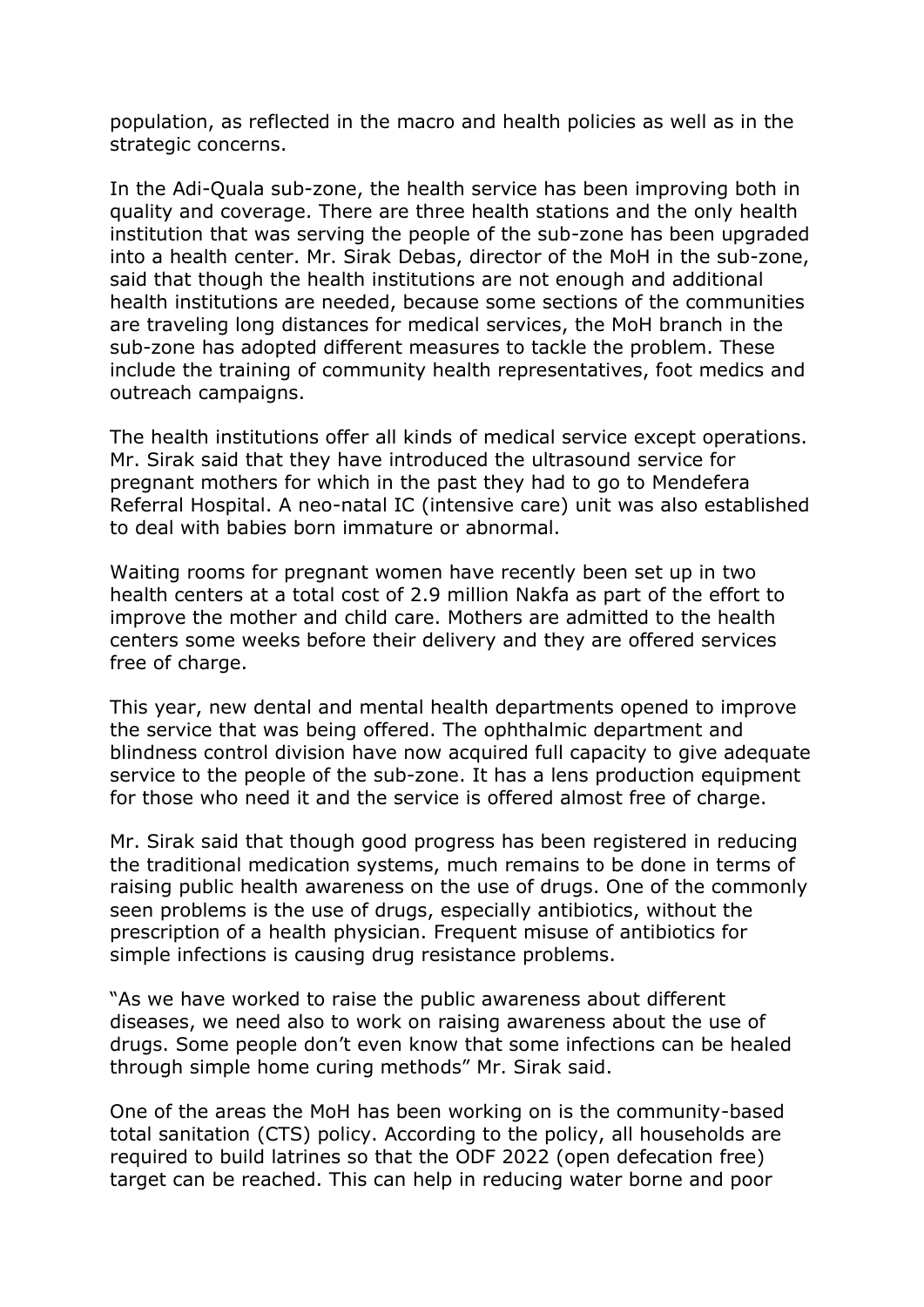population, as reflected in the macro and health policies as well as in the strategic concerns.

In the Adi-Quala sub-zone, the health service has been improving both in quality and coverage. There are three health stations and the only health institution that was serving the people of the sub-zone has been upgraded into a health center. Mr. Sirak Debas, director of the MoH in the sub-zone, said that though the health institutions are not enough and additional health institutions are needed, because some sections of the communities are traveling long distances for medical services, the MoH branch in the sub-zone has adopted different measures to tackle the problem. These include the training of community health representatives, foot medics and outreach campaigns.

The health institutions offer all kinds of medical service except operations. Mr. Sirak said that they have introduced the ultrasound service for pregnant mothers for which in the past they had to go to Mendefera Referral Hospital. A neo-natal IC (intensive care) unit was also established to deal with babies born immature or abnormal.

Waiting rooms for pregnant women have recently been set up in two health centers at a total cost of 2.9 million Nakfa as part of the effort to improve the mother and child care. Mothers are admitted to the health centers some weeks before their delivery and they are offered services free of charge.

This year, new dental and mental health departments opened to improve the service that was being offered. The ophthalmic department and blindness control division have now acquired full capacity to give adequate service to the people of the sub-zone. It has a lens production equipment for those who need it and the service is offered almost free of charge.

Mr. Sirak said that though good progress has been registered in reducing the traditional medication systems, much remains to be done in terms of raising public health awareness on the use of drugs. One of the commonly seen problems is the use of drugs, especially antibiotics, without the prescription of a health physician. Frequent misuse of antibiotics for simple infections is causing drug resistance problems.

"As we have worked to raise the public awareness about different diseases, we need also to work on raising awareness about the use of drugs. Some people don't even know that some infections can be healed through simple home curing methods" Mr. Sirak said.

One of the areas the MoH has been working on is the community-based total sanitation (CTS) policy. According to the policy, all households are required to build latrines so that the ODF 2022 (open defecation free) target can be reached. This can help in reducing water borne and poor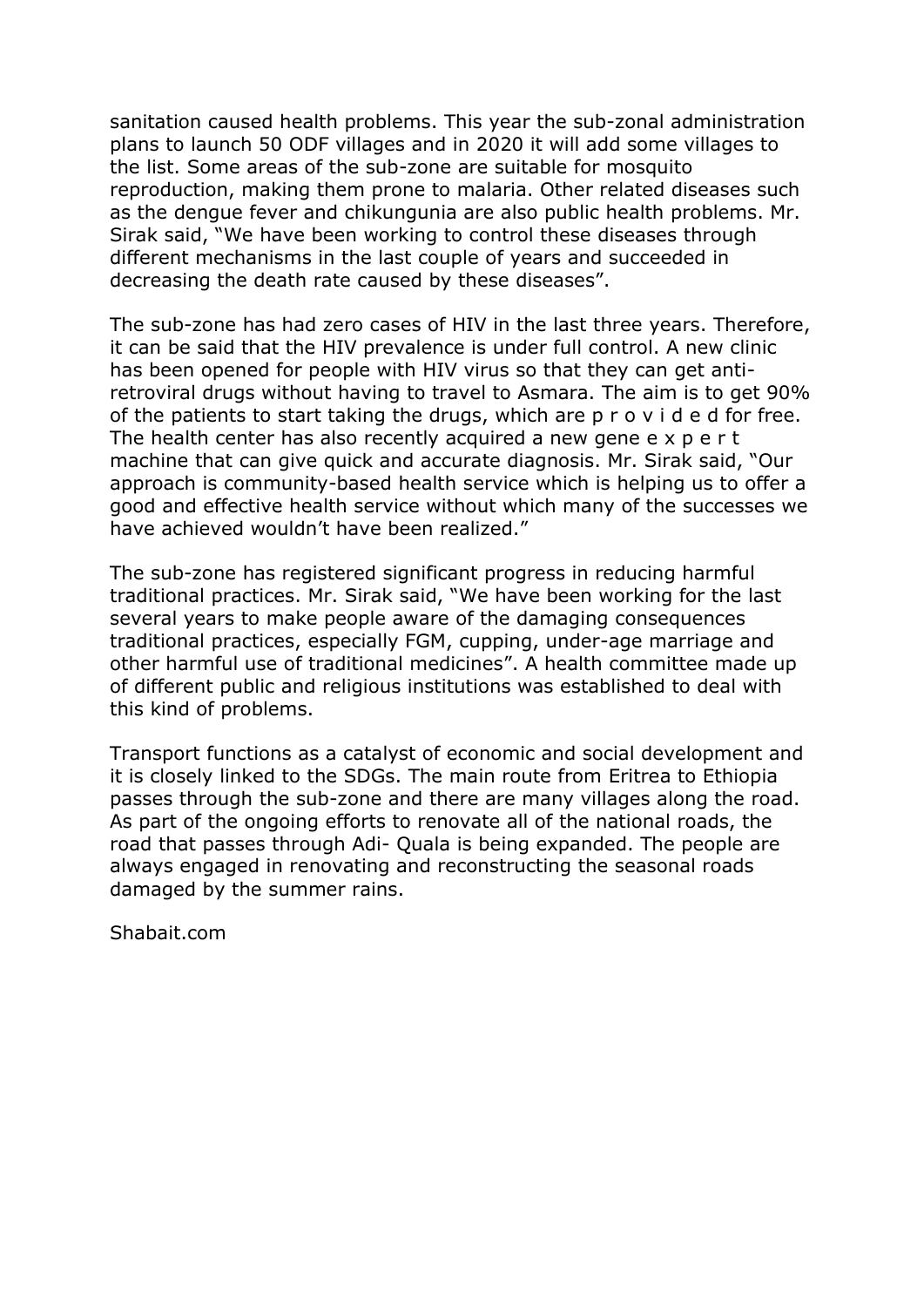sanitation caused health problems. This year the sub-zonal administration plans to launch 50 ODF villages and in 2020 it will add some villages to the list. Some areas of the sub-zone are suitable for mosquito reproduction, making them prone to malaria. Other related diseases such as the dengue fever and chikungunia are also public health problems. Mr. Sirak said, "We have been working to control these diseases through different mechanisms in the last couple of years and succeeded in decreasing the death rate caused by these diseases".

The sub-zone has had zero cases of HIV in the last three years. Therefore, it can be said that the HIV prevalence is under full control. A new clinic has been opened for people with HIV virus so that they can get anti-retroviral drugs without having to travel to Asmara. The aim is to get 90% of the patients to start taking the drugs, which are p r o v i d e d for free. The health center has also recently acquired a new gene e x p e r t machine that can give quick and accurate diagnosis. Mr. Sirak said, "Our approach is community-based health service which is helping us to offer a good and effective health service without which many of the successes we have achieved wouldn't have been realized."

The sub-zone has registered significant progress in reducing harmful traditional practices. Mr. Sirak said, "We have been working for the last several years to make people aware of the damaging consequences traditional practices, especially FGM, cupping, under-age marriage and other harmful use of traditional medicines". A health committee made up of different public and religious institutions was established to deal with this kind of problems.

Transport functions as a catalyst of economic and social development and it is closely linked to the SDGs. The main route from Eritrea to Ethiopia passes through the sub-zone and there are many villages along the road. As part of the ongoing efforts to renovate all of the national roads, the road that passes through Adi- Quala is being expanded. The people are always engaged in renovating and reconstructing the seasonal roads damaged by the summer rains.

Shabait.com